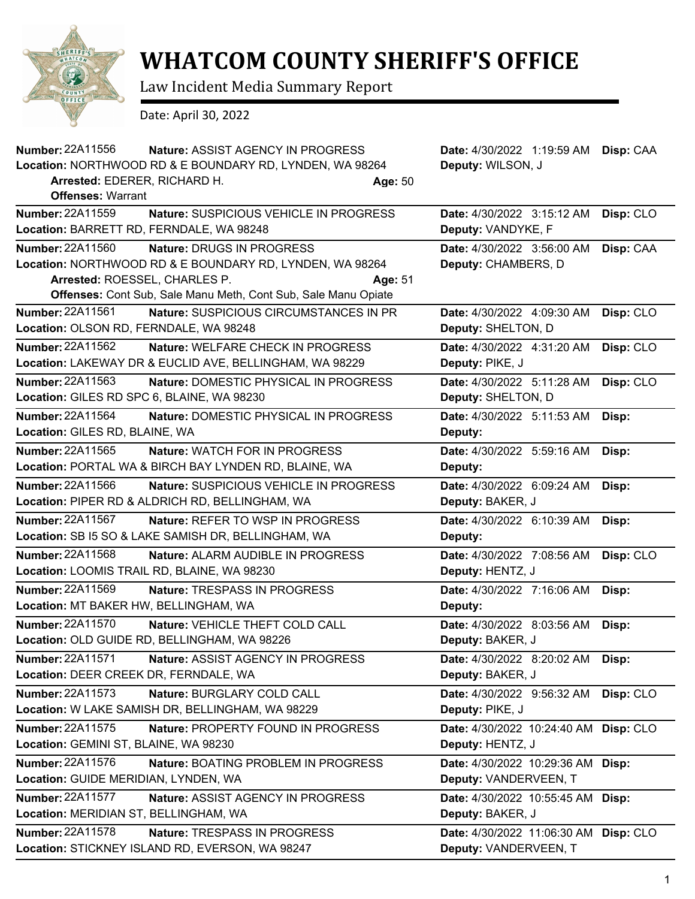# WHATCOM COUNTY SHERIFF'S OFFICE

Law Incident Media Summary Report

Date: April 30, 2022

**Number:** 22A11556 **Nature:** ASSIST AGENCY IN PROGRESS **Date:** 4/30/2022 1:19:59 AM **Disp:** CAA
**Location:** NORTHWOOD RD & E BOUNDARY RD, LYNDEN, WA 98264 **Deputy:** WILSON, J
**Arrested:** EDERER, RICHARD H. **Age:** 50
**Offenses:** Warrant

---

**Number:** 22A11559 **Nature:** SUSPICIOUS VEHICLE IN PROGRESS **Date:** 4/30/2022 3:15:12 AM **Disp:** CLO
**Location:** BARRETT RD, FERNDALE, WA 98248 **Deputy:** VANDYKE, F

---

**Number:** 22A11560 **Nature:** DRUGS IN PROGRESS **Date:** 4/30/2022 3:56:00 AM **Disp:** CAA
**Location:** NORTHWOOD RD & E BOUNDARY RD, LYNDEN, WA 98264 **Deputy:** CHAMBERS, D
**Arrested:** ROESSEL, CHARLES P. **Age:** 51
**Offenses:** Cont Sub, Sale Manu Meth, Cont Sub, Sale Manu Opiate

---

**Number:** 22A11561 **Nature:** SUSPICIOUS CIRCUMSTANCES IN PR **Date:** 4/30/2022 4:09:30 AM **Disp:** CLO
**Location:** OLSON RD, FERNDALE, WA 98248 **Deputy:** SHELTON, D

---

**Number:** 22A11562 **Nature:** WELFARE CHECK IN PROGRESS **Date:** 4/30/2022 4:31:20 AM **Disp:** CLO
**Location:** LAKEWAY DR & EUCLID AVE, BELLINGHAM, WA 98229 **Deputy:** PIKE, J

---

**Number:** 22A11563 **Nature:** DOMESTIC PHYSICAL IN PROGRESS **Date:** 4/30/2022 5:11:28 AM **Disp:** CLO
**Location:** GILES RD SPC 6, BLAINE, WA 98230 **Deputy:** SHELTON, D

---

**Number:** 22A11564 **Nature:** DOMESTIC PHYSICAL IN PROGRESS **Date:** 4/30/2022 5:11:53 AM **Disp:**
**Location:** GILES RD, BLAINE, WA **Deputy:**

---

**Number:** 22A11565 **Nature:** WATCH FOR IN PROGRESS **Date:** 4/30/2022 5:59:16 AM **Disp:**
**Location:** PORTAL WA & BIRCH BAY LYNDEN RD, BLAINE, WA **Deputy:**

---

**Number:** 22A11566 **Nature:** SUSPICIOUS VEHICLE IN PROGRESS **Date:** 4/30/2022 6:09:24 AM **Disp:**
**Location:** PIPER RD & ALDRICH RD, BELLINGHAM, WA **Deputy:** BAKER, J

---

**Number:** 22A11567 **Nature:** REFER TO WSP IN PROGRESS **Date:** 4/30/2022 6:10:39 AM **Disp:**
**Location:** SB I5 SO & LAKE SAMISH DR, BELLINGHAM, WA **Deputy:**

---

**Number:** 22A11568 **Nature:** ALARM AUDIBLE IN PROGRESS **Date:** 4/30/2022 7:08:56 AM **Disp:** CLO
**Location:** LOOMIS TRAIL RD, BLAINE, WA 98230 **Deputy:** HENTZ, J

---

**Number:** 22A11569 **Nature:** TRESPASS IN PROGRESS **Date:** 4/30/2022 7:16:06 AM **Disp:**
**Location:** MT BAKER HW, BELLINGHAM, WA **Deputy:**

---

**Number:** 22A11570 **Nature:** VEHICLE THEFT COLD CALL **Date:** 4/30/2022 8:03:56 AM **Disp:**
**Location:** OLD GUIDE RD, BELLINGHAM, WA 98226 **Deputy:** BAKER, J

---

**Number:** 22A11571 **Nature:** ASSIST AGENCY IN PROGRESS **Date:** 4/30/2022 8:20:02 AM **Disp:**
**Location:** DEER CREEK DR, FERNDALE, WA **Deputy:** BAKER, J

---

**Number:** 22A11573 **Nature:** BURGLARY COLD CALL **Date:** 4/30/2022 9:56:32 AM **Disp:** CLO
**Location:** W LAKE SAMISH DR, BELLINGHAM, WA 98229 **Deputy:** PIKE, J

---

**Number:** 22A11575 **Nature:** PROPERTY FOUND IN PROGRESS **Date:** 4/30/2022 10:24:40 AM **Disp:** CLO
**Location:** GEMINI ST, BLAINE, WA 98230 **Deputy:** HENTZ, J

---

**Number:** 22A11576 **Nature:** BOATING PROBLEM IN PROGRESS **Date:** 4/30/2022 10:29:36 AM **Disp:**
**Location:** GUIDE MERIDIAN, LYNDEN, WA **Deputy:** VANDERVEEN, T

---

**Number:** 22A11577 **Nature:** ASSIST AGENCY IN PROGRESS **Date:** 4/30/2022 10:55:45 AM **Disp:**
**Location:** MERIDIAN ST, BELLINGHAM, WA **Deputy:** BAKER, J

---

**Number:** 22A11578 **Nature:** TRESPASS IN PROGRESS **Date:** 4/30/2022 11:06:30 AM **Disp:** CLO
**Location:** STICKNEY ISLAND RD, EVERSON, WA 98247 **Deputy:** VANDERVEEN, T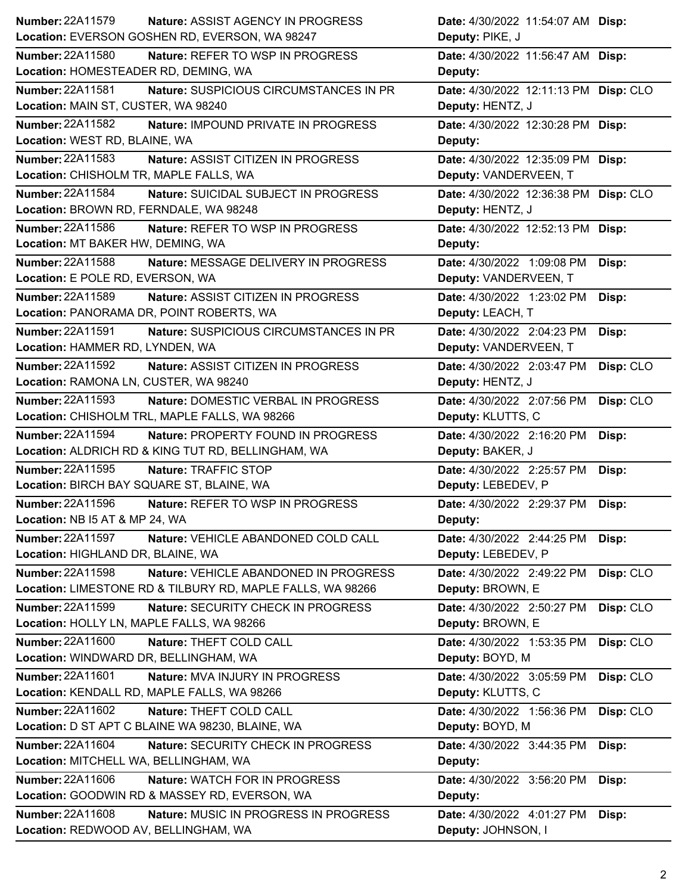| Number | Nature | Location | Date | Deputy | Disp |
|---|---|---|---|---|---|
| 22A11579 | ASSIST AGENCY IN PROGRESS | EVERSON GOSHEN RD, EVERSON, WA 98247 | 4/30/2022 11:54:07 AM | PIKE, J | |
| 22A11580 | REFER TO WSP IN PROGRESS | HOMESTEADER RD, DEMING, WA | 4/30/2022 11:56:47 AM | | |
| 22A11581 | SUSPICIOUS CIRCUMSTANCES IN PR | MAIN ST, CUSTER, WA 98240 | 4/30/2022 12:11:13 PM | HENTZ, J | CLO |
| 22A11582 | IMPOUND PRIVATE IN PROGRESS | WEST RD, BLAINE, WA | 4/30/2022 12:30:28 PM | | |
| 22A11583 | ASSIST CITIZEN IN PROGRESS | CHISHOLM TR, MAPLE FALLS, WA | 4/30/2022 12:35:09 PM | VANDERVEEN, T | |
| 22A11584 | SUICIDAL SUBJECT IN PROGRESS | BROWN RD, FERNDALE, WA 98248 | 4/30/2022 12:36:38 PM | HENTZ, J | CLO |
| 22A11586 | REFER TO WSP IN PROGRESS | MT BAKER HW, DEMING, WA | 4/30/2022 12:52:13 PM | | |
| 22A11588 | MESSAGE DELIVERY IN PROGRESS | E POLE RD, EVERSON, WA | 4/30/2022 1:09:08 PM | VANDERVEEN, T | |
| 22A11589 | ASSIST CITIZEN IN PROGRESS | PANORAMA DR, POINT ROBERTS, WA | 4/30/2022 1:23:02 PM | LEACH, T | |
| 22A11591 | SUSPICIOUS CIRCUMSTANCES IN PR | HAMMER RD, LYNDEN, WA | 4/30/2022 2:04:23 PM | VANDERVEEN, T | |
| 22A11592 | ASSIST CITIZEN IN PROGRESS | RAMONA LN, CUSTER, WA 98240 | 4/30/2022 2:03:47 PM | HENTZ, J | CLO |
| 22A11593 | DOMESTIC VERBAL IN PROGRESS | CHISHOLM TRL, MAPLE FALLS, WA 98266 | 4/30/2022 2:07:56 PM | KLUTTS, C | CLO |
| 22A11594 | PROPERTY FOUND IN PROGRESS | ALDRICH RD & KING TUT RD, BELLINGHAM, WA | 4/30/2022 2:16:20 PM | BAKER, J | |
| 22A11595 | TRAFFIC STOP | BIRCH BAY SQUARE ST, BLAINE, WA | 4/30/2022 2:25:57 PM | LEBEDEV, P | |
| 22A11596 | REFER TO WSP IN PROGRESS | NB I5 AT & MP 24, WA | 4/30/2022 2:29:37 PM | | |
| 22A11597 | VEHICLE ABANDONED COLD CALL | HIGHLAND DR, BLAINE, WA | 4/30/2022 2:44:25 PM | LEBEDEV, P | |
| 22A11598 | VEHICLE ABANDONED IN PROGRESS | LIMESTONE RD & TILBURY RD, MAPLE FALLS, WA 98266 | 4/30/2022 2:49:22 PM | BROWN, E | CLO |
| 22A11599 | SECURITY CHECK IN PROGRESS | HOLLY LN, MAPLE FALLS, WA 98266 | 4/30/2022 2:50:27 PM | BROWN, E | CLO |
| 22A11600 | THEFT COLD CALL | WINDWARD DR, BELLINGHAM, WA | 4/30/2022 1:53:35 PM | BOYD, M | CLO |
| 22A11601 | MVA INJURY IN PROGRESS | KENDALL RD, MAPLE FALLS, WA 98266 | 4/30/2022 3:05:59 PM | KLUTTS, C | CLO |
| 22A11602 | THEFT COLD CALL | D ST APT C BLAINE WA 98230, BLAINE, WA | 4/30/2022 1:56:36 PM | BOYD, M | CLO |
| 22A11604 | SECURITY CHECK IN PROGRESS | MITCHELL WA, BELLINGHAM, WA | 4/30/2022 3:44:35 PM | | |
| 22A11606 | WATCH FOR IN PROGRESS | GOODWIN RD & MASSEY RD, EVERSON, WA | 4/30/2022 3:56:20 PM | | |
| 22A11608 | MUSIC IN PROGRESS IN PROGRESS | REDWOOD AV, BELLINGHAM, WA | 4/30/2022 4:01:27 PM | JOHNSON, I | |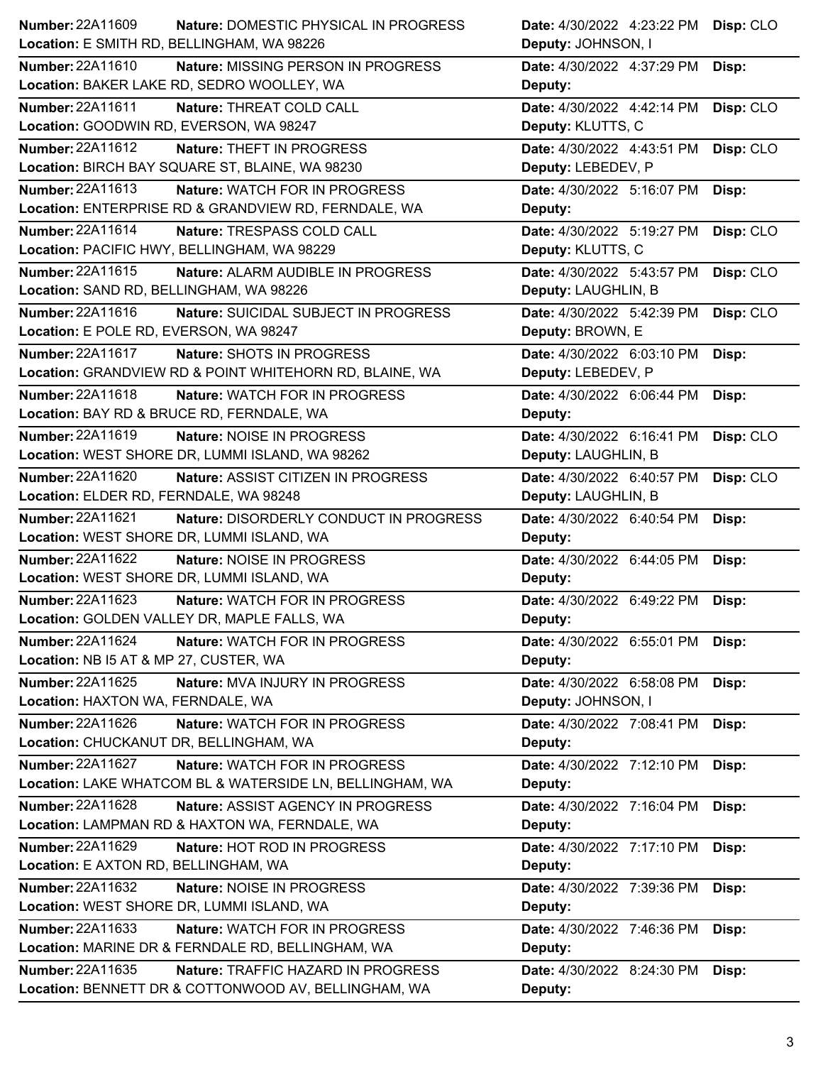| Number | Nature | Date | Disp | Location | Deputy |
|---|---|---|---|---|---|
| 22A11609 | DOMESTIC PHYSICAL IN PROGRESS | 4/30/2022 4:23:22 PM | CLO | E SMITH RD, BELLINGHAM, WA 98226 | JOHNSON, I |
| 22A11610 | MISSING PERSON IN PROGRESS | 4/30/2022 4:37:29 PM | | BAKER LAKE RD, SEDRO WOOLLEY, WA | |
| 22A11611 | THREAT COLD CALL | 4/30/2022 4:42:14 PM | CLO | GOODWIN RD, EVERSON, WA 98247 | KLUTTS, C |
| 22A11612 | THEFT IN PROGRESS | 4/30/2022 4:43:51 PM | CLO | BIRCH BAY SQUARE ST, BLAINE, WA 98230 | LEBEDEV, P |
| 22A11613 | WATCH FOR IN PROGRESS | 4/30/2022 5:16:07 PM | | ENTERPRISE RD & GRANDVIEW RD, FERNDALE, WA | |
| 22A11614 | TRESPASS COLD CALL | 4/30/2022 5:19:27 PM | CLO | PACIFIC HWY, BELLINGHAM, WA 98229 | KLUTTS, C |
| 22A11615 | ALARM AUDIBLE IN PROGRESS | 4/30/2022 5:43:57 PM | CLO | SAND RD, BELLINGHAM, WA 98226 | LAUGHLIN, B |
| 22A11616 | SUICIDAL SUBJECT IN PROGRESS | 4/30/2022 5:42:39 PM | CLO | E POLE RD, EVERSON, WA 98247 | BROWN, E |
| 22A11617 | SHOTS IN PROGRESS | 4/30/2022 6:03:10 PM | | GRANDVIEW RD & POINT WHITEHORN RD, BLAINE, WA | LEBEDEV, P |
| 22A11618 | WATCH FOR IN PROGRESS | 4/30/2022 6:06:44 PM | | BAY RD & BRUCE RD, FERNDALE, WA | |
| 22A11619 | NOISE IN PROGRESS | 4/30/2022 6:16:41 PM | CLO | WEST SHORE DR, LUMMI ISLAND, WA 98262 | LAUGHLIN, B |
| 22A11620 | ASSIST CITIZEN IN PROGRESS | 4/30/2022 6:40:57 PM | CLO | ELDER RD, FERNDALE, WA 98248 | LAUGHLIN, B |
| 22A11621 | DISORDERLY CONDUCT IN PROGRESS | 4/30/2022 6:40:54 PM | | WEST SHORE DR, LUMMI ISLAND, WA | |
| 22A11622 | NOISE IN PROGRESS | 4/30/2022 6:44:05 PM | | WEST SHORE DR, LUMMI ISLAND, WA | |
| 22A11623 | WATCH FOR IN PROGRESS | 4/30/2022 6:49:22 PM | | GOLDEN VALLEY DR, MAPLE FALLS, WA | |
| 22A11624 | WATCH FOR IN PROGRESS | 4/30/2022 6:55:01 PM | | NB I5 AT & MP 27, CUSTER, WA | |
| 22A11625 | MVA INJURY IN PROGRESS | 4/30/2022 6:58:08 PM | | HAXTON WA, FERNDALE, WA | JOHNSON, I |
| 22A11626 | WATCH FOR IN PROGRESS | 4/30/2022 7:08:41 PM | | CHUCKANUT DR, BELLINGHAM, WA | |
| 22A11627 | WATCH FOR IN PROGRESS | 4/30/2022 7:12:10 PM | | LAKE WHATCOM BL & WATERSIDE LN, BELLINGHAM, WA | |
| 22A11628 | ASSIST AGENCY IN PROGRESS | 4/30/2022 7:16:04 PM | | LAMPMAN RD & HAXTON WA, FERNDALE, WA | |
| 22A11629 | HOT ROD IN PROGRESS | 4/30/2022 7:17:10 PM | | E AXTON RD, BELLINGHAM, WA | |
| 22A11632 | NOISE IN PROGRESS | 4/30/2022 7:39:36 PM | | WEST SHORE DR, LUMMI ISLAND, WA | |
| 22A11633 | WATCH FOR IN PROGRESS | 4/30/2022 7:46:36 PM | | MARINE DR & FERNDALE RD, BELLINGHAM, WA | |
| 22A11635 | TRAFFIC HAZARD IN PROGRESS | 4/30/2022 8:24:30 PM | | BENNETT DR & COTTONWOOD AV, BELLINGHAM, WA | |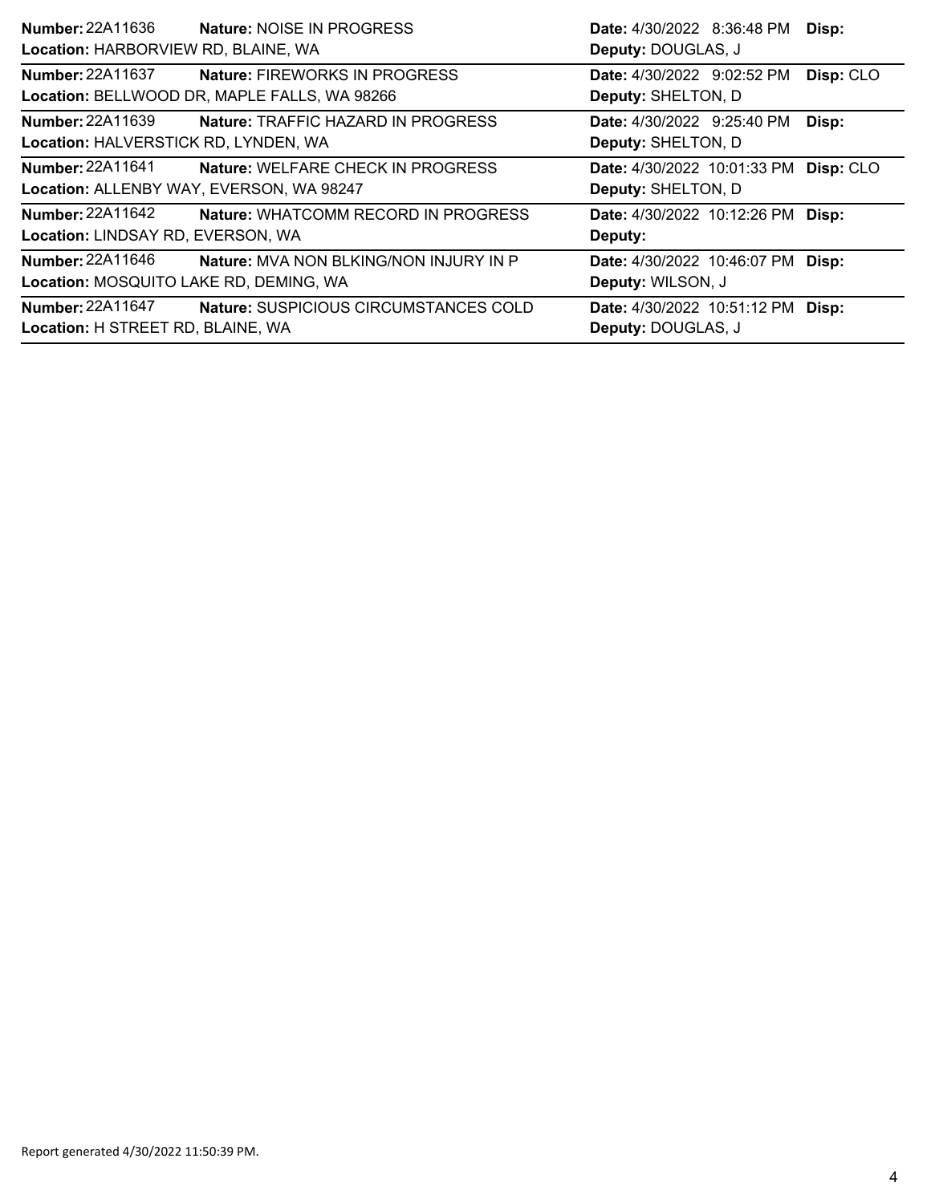**Number:** 22A11636 **Nature:** NOISE IN PROGRESS **Date:** 4/30/2022 8:36:48 PM **Disp:**
**Location:** HARBORVIEW RD, BLAINE, WA **Deputy:** DOUGLAS, J

---

**Number:** 22A11637 **Nature:** FIREWORKS IN PROGRESS **Date:** 4/30/2022 9:02:52 PM **Disp:** CLO
**Location:** BELLWOOD DR, MAPLE FALLS, WA 98266 **Deputy:** SHELTON, D

---

**Number:** 22A11639 **Nature:** TRAFFIC HAZARD IN PROGRESS **Date:** 4/30/2022 9:25:40 PM **Disp:**
**Location:** HALVERSTICK RD, LYNDEN, WA **Deputy:** SHELTON, D

---

**Number:** 22A11641 **Nature:** WELFARE CHECK IN PROGRESS **Date:** 4/30/2022 10:01:33 PM **Disp:** CLO
**Location:** ALLENBY WAY, EVERSON, WA 98247 **Deputy:** SHELTON, D

---

**Number:** 22A11642 **Nature:** WHATCOMM RECORD IN PROGRESS **Date:** 4/30/2022 10:12:26 PM **Disp:**
**Location:** LINDSAY RD, EVERSON, WA **Deputy:**

---

**Number:** 22A11646 **Nature:** MVA NON BLKING/NON INJURY IN P **Date:** 4/30/2022 10:46:07 PM **Disp:**
**Location:** MOSQUITO LAKE RD, DEMING, WA **Deputy:** WILSON, J

---

**Number:** 22A11647 **Nature:** SUSPICIOUS CIRCUMSTANCES COLD **Date:** 4/30/2022 10:51:12 PM **Disp:**
**Location:** H STREET RD, BLAINE, WA **Deputy:** DOUGLAS, J

---

Report generated 4/30/2022 11:50:39 PM.